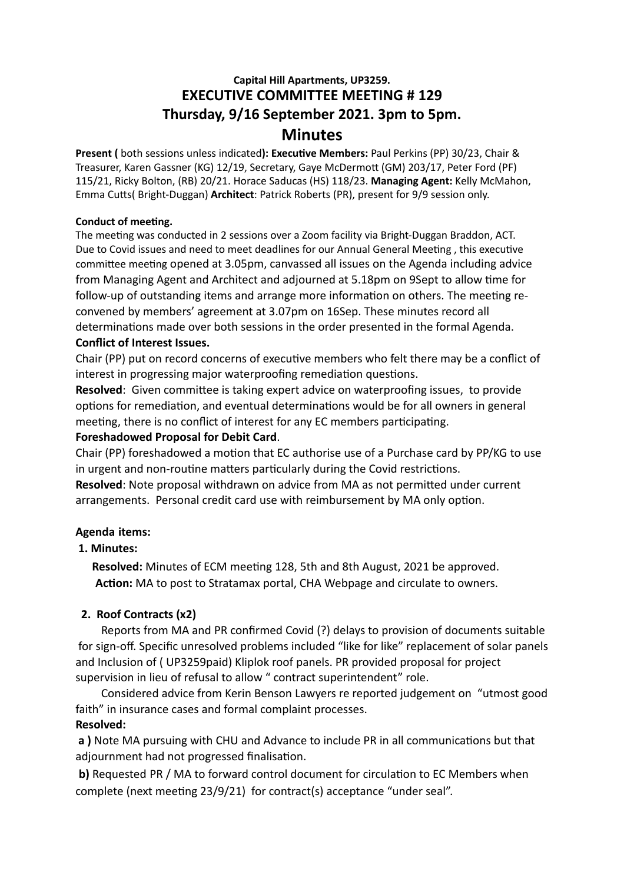**Capital Hill Apartments, UP3259.**

# EXECUTIVE COMMITTEE MEETING # 129

## Thursday, 9/16 September 2021. 3pm to 5pm.

# Minutes

**Present (** both sessions unless indicated**): Executive Members:** Paul Perkins (PP) 30/23, Chair & Treasurer, Karen Gassner (KG) 12/19, Secretary, Gaye McDermott (GM) 203/17, Peter Ford (PF) 115/21, Ricky Bolton, (RB) 20/21. Horace Saducas (HS) 118/23. **Managing Agent:** Kelly McMahon, Emma Cutts( Bright-Duggan) **Architect**: Patrick Roberts (PR), present for 9/9 session only.

**Conduct of meeting.**

The meeting was conducted in 2 sessions over a Zoom facility via Bright-Duggan Braddon, ACT. Due to Covid issues and need to meet deadlines for our Annual General Meeting , this executive committee meeting opened at 3.05pm, canvassed all issues on the Agenda including advice from Managing Agent and Architect and adjourned at 5.18pm on 9Sept to allow time for follow-up of outstanding items and arrange more information on others. The meeting re-convened by members' agreement at 3.07pm on 16Sep. These minutes record all determinations made over both sessions in the order presented in the formal Agenda.

**Conflict of Interest Issues.**

Chair (PP) put on record concerns of executive members who felt there may be a conflict of interest in progressing major waterproofing remediation questions.

**Resolved**: Given committee is taking expert advice on waterproofing issues, to provide options for remediation, and eventual determinations would be for all owners in general meeting, there is no conflict of interest for any EC members participating.

**Foreshadowed Proposal for Debit Card**.

Chair (PP) foreshadowed a motion that EC authorise use of a Purchase card by PP/KG to use in urgent and non-routine matters particularly during the Covid restrictions.

**Resolved**: Note proposal withdrawn on advice from MA as not permitted under current arrangements. Personal credit card use with reimbursement by MA only option.

**Agenda items:**

**1. Minutes:**

**Resolved:** Minutes of ECM meeting 128, 5th and 8th August, 2021 be approved.
**Action:** MA to post to Stratamax portal, CHA Webpage and circulate to owners.

**2. Roof Contracts (x2)**

Reports from MA and PR confirmed Covid (?) delays to provision of documents suitable for sign-off. Specific unresolved problems included "like for like" replacement of solar panels and Inclusion of ( UP3259paid) Kliplok roof panels. PR provided proposal for project supervision in lieu of refusal to allow " contract superintendent" role.

Considered advice from Kerin Benson Lawyers re reported judgement on "utmost good faith" in insurance cases and formal complaint processes.

**Resolved:**

**a )** Note MA pursuing with CHU and Advance to include PR in all communications but that adjournment had not progressed finalisation.

**b)** Requested PR / MA to forward control document for circulation to EC Members when complete (next meeting 23/9/21) for contract(s) acceptance "under seal".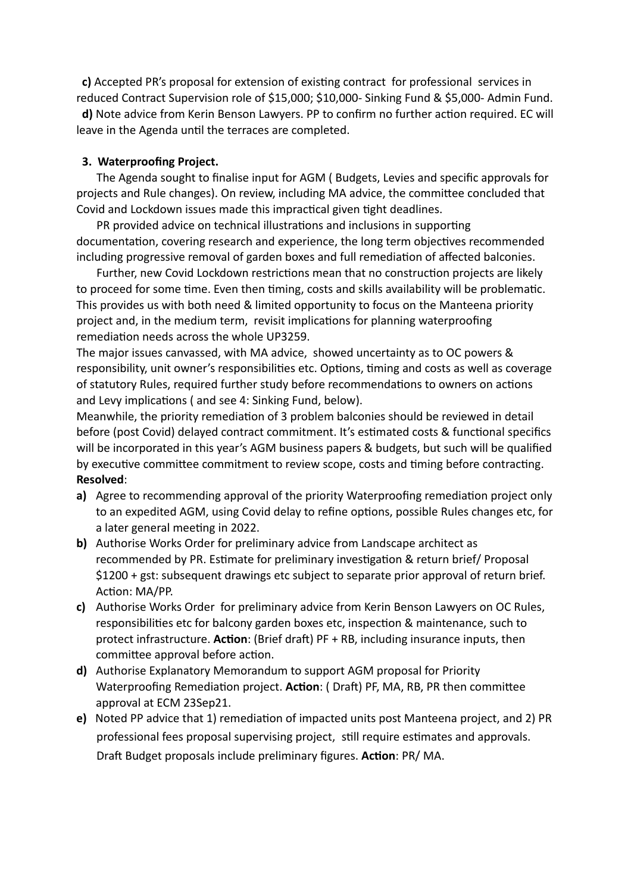**c)** Accepted PR's proposal for extension of existing contract for professional services in reduced Contract Supervision role of $15,000; $10,000- Sinking Fund & $5,000- Admin Fund.

**d)** Note advice from Kerin Benson Lawyers. PP to confirm no further action required. EC will leave in the Agenda until the terraces are completed.

**3. Waterproofing Project.**

The Agenda sought to finalise input for AGM ( Budgets, Levies and specific approvals for projects and Rule changes). On review, including MA advice, the committee concluded that Covid and Lockdown issues made this impractical given tight deadlines.

PR provided advice on technical illustrations and inclusions in supporting documentation, covering research and experience, the long term objectives recommended including progressive removal of garden boxes and full remediation of affected balconies.

Further, new Covid Lockdown restrictions mean that no construction projects are likely to proceed for some time. Even then timing, costs and skills availability will be problematic. This provides us with both need & limited opportunity to focus on the Manteena priority project and, in the medium term, revisit implications for planning waterproofing remediation needs across the whole UP3259.

The major issues canvassed, with MA advice, showed uncertainty as to OC powers & responsibility, unit owner's responsibilities etc. Options, timing and costs as well as coverage of statutory Rules, required further study before recommendations to owners on actions and Levy implications ( and see 4: Sinking Fund, below).

Meanwhile, the priority remediation of 3 problem balconies should be reviewed in detail before (post Covid) delayed contract commitment. It's estimated costs & functional specifics will be incorporated in this year's AGM business papers & budgets, but such will be qualified by executive committee commitment to review scope, costs and timing before contracting.

**Resolved**:

- **a)** Agree to recommending approval of the priority Waterproofing remediation project only to an expedited AGM, using Covid delay to refine options, possible Rules changes etc, for a later general meeting in 2022.
- **b)** Authorise Works Order for preliminary advice from Landscape architect as recommended by PR. Estimate for preliminary investigation & return brief/ Proposal $1200 + gst: subsequent drawings etc subject to separate prior approval of return brief. Action: MA/PP.
- **c)** Authorise Works Order for preliminary advice from Kerin Benson Lawyers on OC Rules, responsibilities etc for balcony garden boxes etc, inspection & maintenance, such to protect infrastructure. **Action**: (Brief draft) PF + RB, including insurance inputs, then committee approval before action.
- **d)** Authorise Explanatory Memorandum to support AGM proposal for Priority Waterproofing Remediation project. **Action**: ( Draft) PF, MA, RB, PR then committee approval at ECM 23Sep21.
- **e)** Noted PP advice that 1) remediation of impacted units post Manteena project, and 2) PR professional fees proposal supervising project, still require estimates and approvals. Draft Budget proposals include preliminary figures. **Action**: PR/ MA.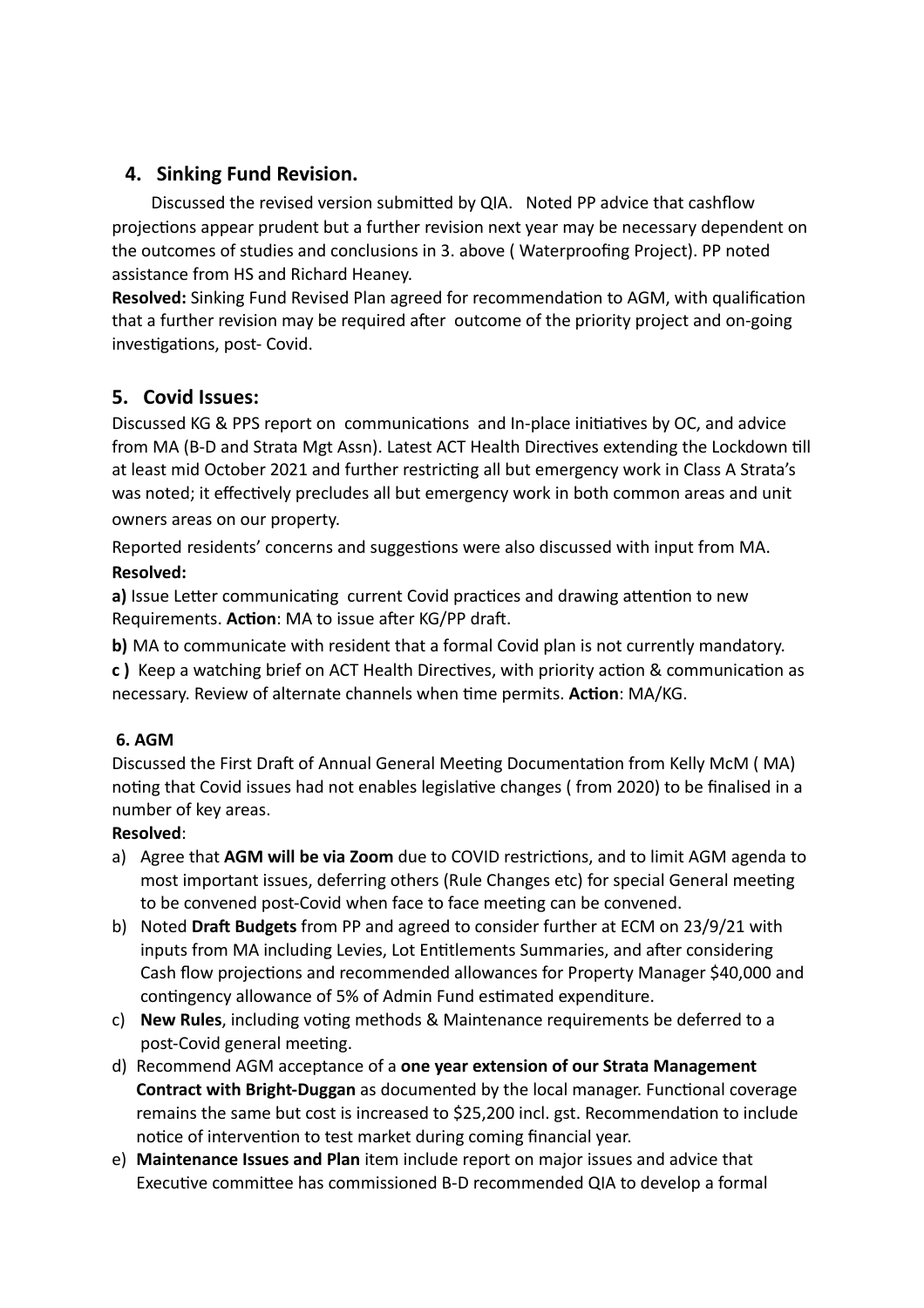## 4. Sinking Fund Revision.

Discussed the revised version submitted by QIA. Noted PP advice that cashflow projections appear prudent but a further revision next year may be necessary dependent on the outcomes of studies and conclusions in 3. above ( Waterproofing Project). PP noted assistance from HS and Richard Heaney.

**Resolved:** Sinking Fund Revised Plan agreed for recommendation to AGM, with qualification that a further revision may be required after outcome of the priority project and on-going investigations, post- Covid.

## 5. Covid Issues:

Discussed KG & PPS report on communications and In-place initiatives by OC, and advice from MA (B-D and Strata Mgt Assn). Latest ACT Health Directives extending the Lockdown till at least mid October 2021 and further restricting all but emergency work in Class A Strata's was noted; it effectively precludes all but emergency work in both common areas and unit owners areas on our property.

Reported residents' concerns and suggestions were also discussed with input from MA.

**Resolved:**

**a)** Issue Letter communicating current Covid practices and drawing attention to new Requirements. **Action**: MA to issue after KG/PP draft.

**b)** MA to communicate with resident that a formal Covid plan is not currently mandatory.

**c )** Keep a watching brief on ACT Health Directives, with priority action & communication as necessary. Review of alternate channels when time permits. **Action**: MA/KG.

### 6. AGM

Discussed the First Draft of Annual General Meeting Documentation from Kelly McM ( MA) noting that Covid issues had not enables legislative changes ( from 2020) to be finalised in a number of key areas.

**Resolved**:

a) Agree that **AGM will be via Zoom** due to COVID restrictions, and to limit AGM agenda to most important issues, deferring others (Rule Changes etc) for special General meeting to be convened post-Covid when face to face meeting can be convened.
b) Noted **Draft Budgets** from PP and agreed to consider further at ECM on 23/9/21 with inputs from MA including Levies, Lot Entitlements Summaries, and after considering Cash flow projections and recommended allowances for Property Manager $40,000 and contingency allowance of 5% of Admin Fund estimated expenditure.
c) **New Rules**, including voting methods & Maintenance requirements be deferred to a post-Covid general meeting.
d) Recommend AGM acceptance of a **one year extension of our Strata Management Contract with Bright-Duggan** as documented by the local manager. Functional coverage remains the same but cost is increased to $25,200 incl. gst. Recommendation to include notice of intervention to test market during coming financial year.
e) **Maintenance Issues and Plan** item include report on major issues and advice that Executive committee has commissioned B-D recommended QIA to develop a formal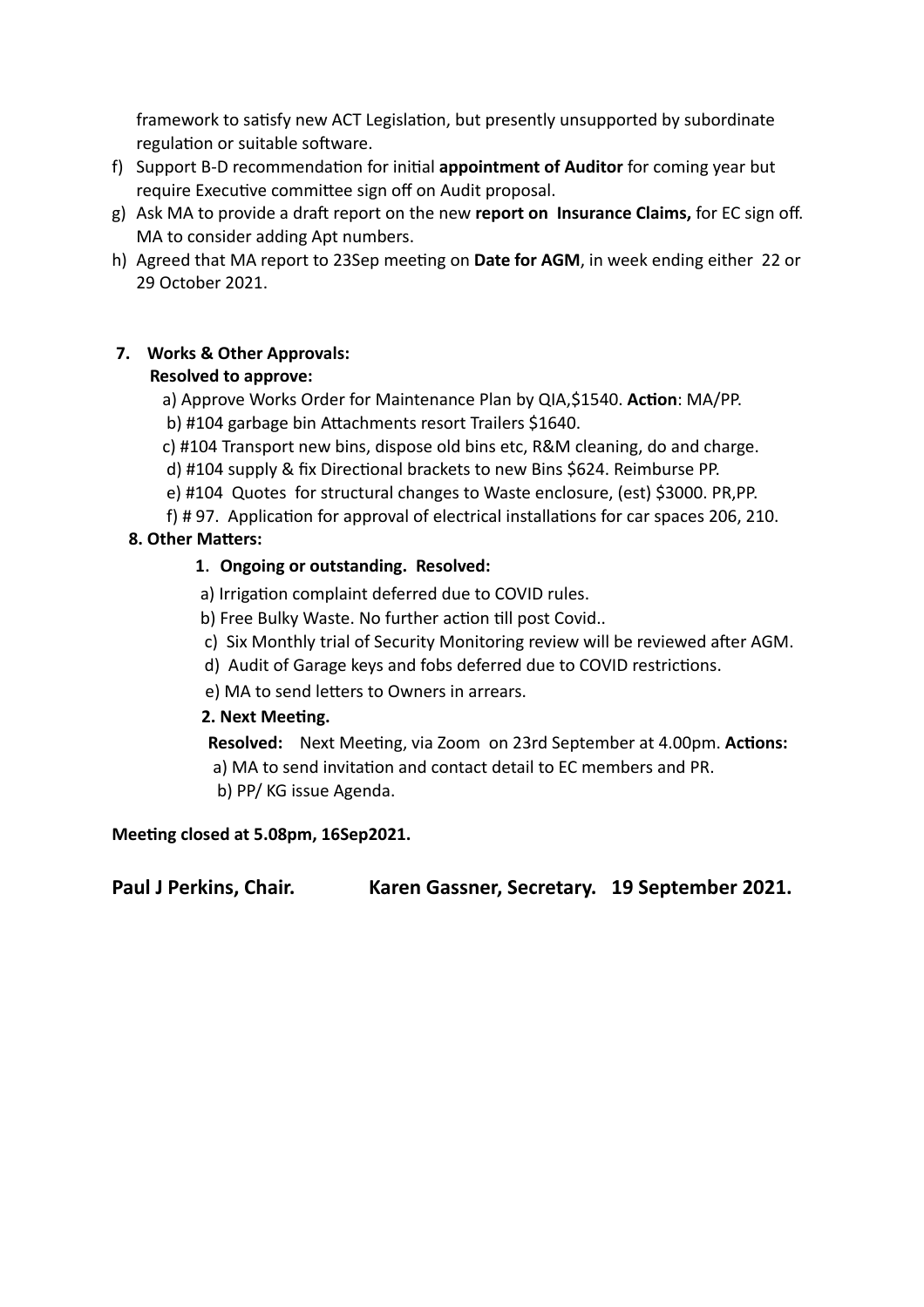framework to satisfy new ACT Legislation, but presently unsupported by subordinate regulation or suitable software.

f) Support B-D recommendation for initial **appointment of Auditor** for coming year but require Executive committee sign off on Audit proposal.

g) Ask MA to provide a draft report on the new **report on Insurance Claims,** for EC sign off. MA to consider adding Apt numbers.

h) Agreed that MA report to 23Sep meeting on **Date for AGM**, in week ending either 22 or 29 October 2021.

**7. Works & Other Approvals:**

**Resolved to approve:**

a) Approve Works Order for Maintenance Plan by QIA,$1540. **Action**: MA/PP.

b) #104 garbage bin Attachments resort Trailers $1640.

c) #104 Transport new bins, dispose old bins etc, R&M cleaning, do and charge.

d) #104 supply & fix Directional brackets to new Bins $624. Reimburse PP.

e) #104 Quotes for structural changes to Waste enclosure, (est) $3000. PR,PP.

f) # 97. Application for approval of electrical installations for car spaces 206, 210.

**8. Other Matters:**

**1. Ongoing or outstanding. Resolved:**

a) Irrigation complaint deferred due to COVID rules.

b) Free Bulky Waste. No further action till post Covid..

c) Six Monthly trial of Security Monitoring review will be reviewed after AGM.

d) Audit of Garage keys and fobs deferred due to COVID restrictions.

e) MA to send letters to Owners in arrears.

**2. Next Meeting.**

**Resolved:** Next Meeting, via Zoom on 23rd September at 4.00pm. **Actions:**

a) MA to send invitation and contact detail to EC members and PR.

b) PP/ KG issue Agenda.

**Meeting closed at 5.08pm, 16Sep2021.**

**Paul J Perkins, Chair. Karen Gassner, Secretary. 19 September 2021.**